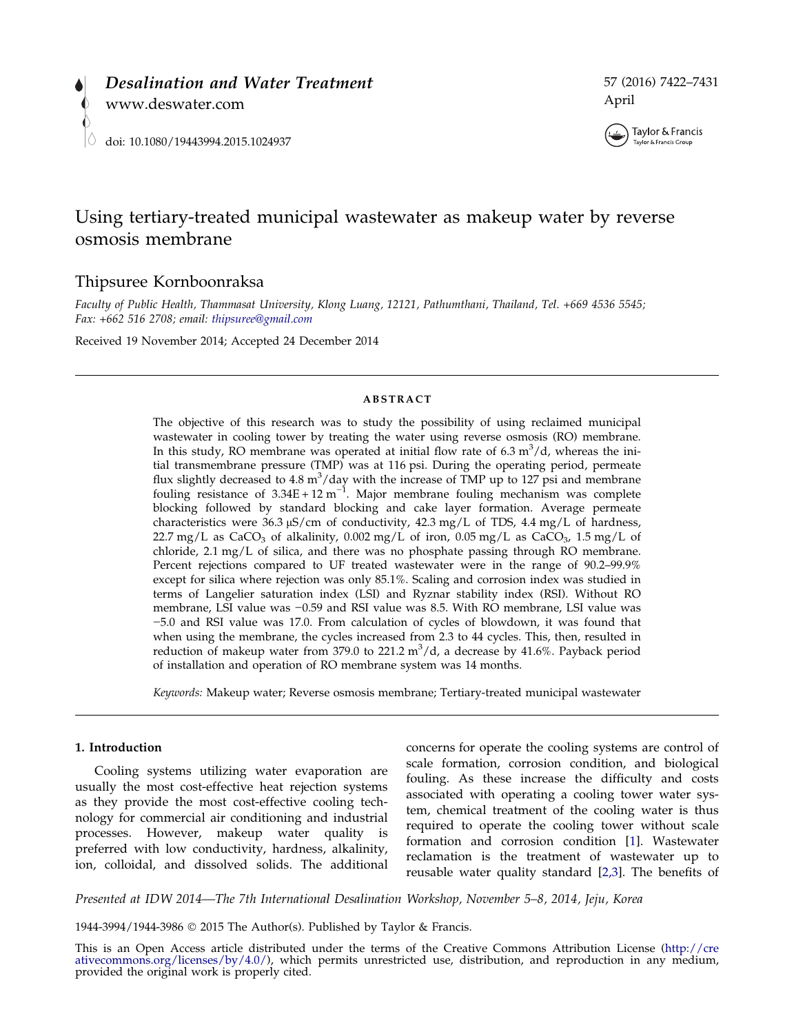# Using tertiary-treated municipal wastewater as makeup water by reverse osmosis membrane

Thipsuree Kornboonraksa

*Faculty of Public Health, Thammasat University, Klong Luang, 12121, Pathumthani, Thailand, Tel. +669 4536 5545; Fax: +662 516 2708; email: thipsuree@gmail.com*

Received 19 November 2014; Accepted 24 December 2014

## ABSTRACT

The objective of this research was to study the possibility of using reclaimed municipal wastewater in cooling tower by treating the water using reverse osmosis (RO) membrane. In this study, RO membrane was operated at initial flow rate of 6.3 $m^3/d$, whereas the initial transmembrane pressure (TMP) was at 116 psi. During the operating period, permeate flux slightly decreased to 4.8 $m^3/day$ with the increase of TMP up to 127 psi and membrane fouling resistance of 3.34E + 12 $m^{-1}$. Major membrane fouling mechanism was complete blocking followed by standard blocking and cake layer formation. Average permeate characteristics were 36.3 μS/cm of conductivity, 42.3 mg/L of TDS, 4.4 mg/L of hardness, 22.7 mg/L as $CaCO_3$ of alkalinity, 0.002 mg/L of iron, 0.05 mg/L as $CaCO_3$, 1.5 mg/L of chloride, 2.1 mg/L of silica, and there was no phosphate passing through RO membrane. Percent rejections compared to UF treated wastewater were in the range of 90.2–99.9% except for silica where rejection was only 85.1%. Scaling and corrosion index was studied in terms of Langelier saturation index (LSI) and Ryznar stability index (RSI). Without RO membrane, LSI value was −0.59 and RSI value was 8.5. With RO membrane, LSI value was −5.0 and RSI value was 17.0. From calculation of cycles of blowdown, it was found that when using the membrane, the cycles increased from 2.3 to 44 cycles. This, then, resulted in reduction of makeup water from 379.0 to 221.2 $m^3/d$, a decrease by 41.6%. Payback period of installation and operation of RO membrane system was 14 months.

*Keywords:* Makeup water; Reverse osmosis membrane; Tertiary-treated municipal wastewater

## 1. Introduction

Cooling systems utilizing water evaporation are usually the most cost-effective heat rejection systems as they provide the most cost-effective cooling technology for commercial air conditioning and industrial processes. However, makeup water quality is preferred with low conductivity, hardness, alkalinity, ion, colloidal, and dissolved solids. The additional concerns for operate the cooling systems are control of scale formation, corrosion condition, and biological fouling. As these increase the difficulty and costs associated with operating a cooling tower water system, chemical treatment of the cooling water is thus required to operate the cooling tower without scale formation and corrosion condition [1]. Wastewater reclamation is the treatment of wastewater up to reusable water quality standard [2,3]. The benefits of

*Presented at IDW 2014—The 7th International Desalination Workshop, November 5–8, 2014, Jeju, Korea*

1944-3994/1944-3986 © 2015 The Author(s). Published by Taylor & Francis.

This is an Open Access article distributed under the terms of the Creative Commons Attribution License (http://creativecommons.org/licenses/by/4.0/), which permits unrestricted use, distribution, and reproduction in any medium, provided the original work is properly cited.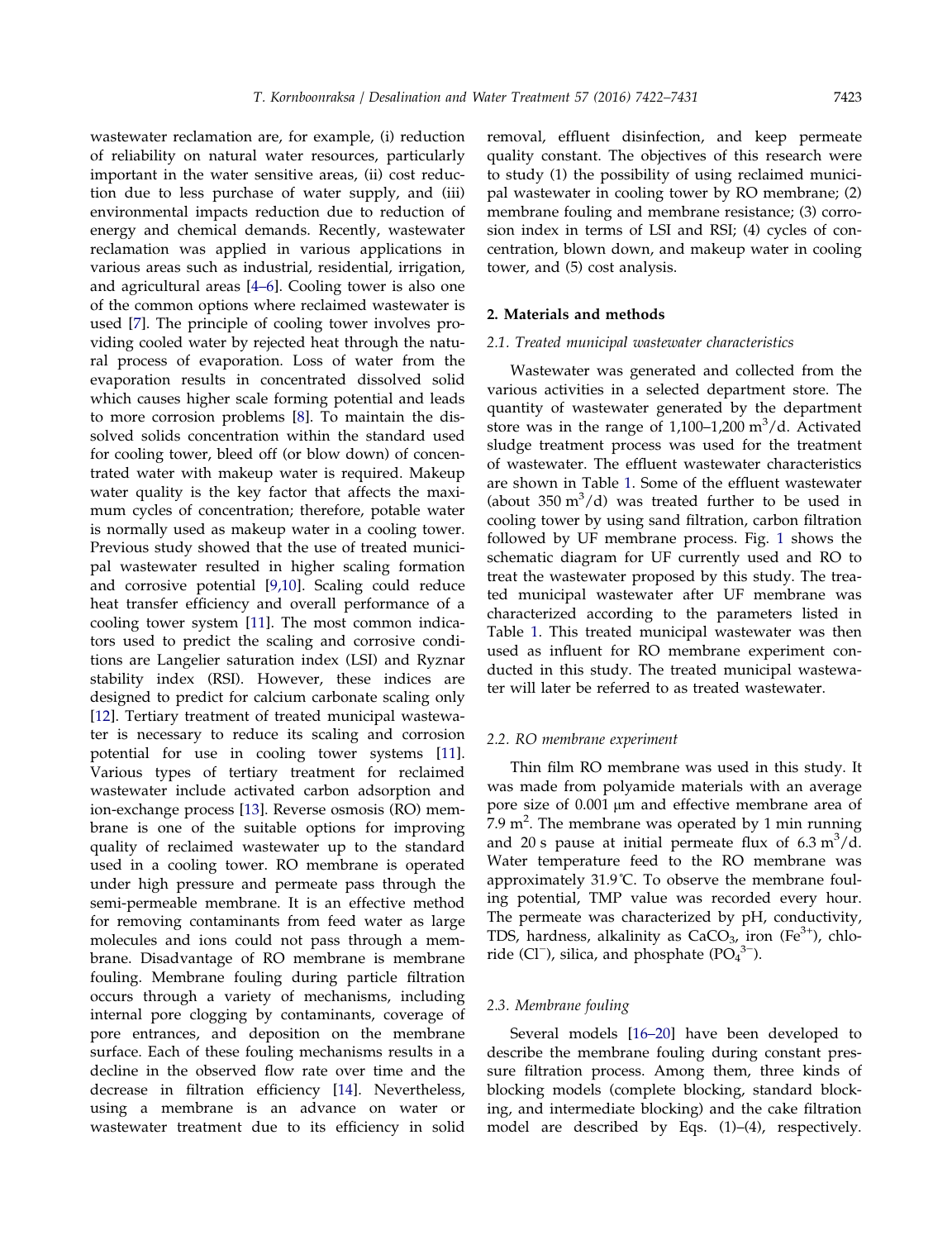wastewater reclamation are, for example, (i) reduction of reliability on natural water resources, particularly important in the water sensitive areas, (ii) cost reduction due to less purchase of water supply, and (iii) environmental impacts reduction due to reduction of energy and chemical demands. Recently, wastewater reclamation was applied in various applications in various areas such as industrial, residential, irrigation, and agricultural areas [4–6]. Cooling tower is also one of the common options where reclaimed wastewater is used [7]. The principle of cooling tower involves providing cooled water by rejected heat through the natural process of evaporation. Loss of water from the evaporation results in concentrated dissolved solid which causes higher scale forming potential and leads to more corrosion problems [8]. To maintain the dissolved solids concentration within the standard used for cooling tower, bleed off (or blow down) of concentrated water with makeup water is required. Makeup water quality is the key factor that affects the maximum cycles of concentration; therefore, potable water is normally used as makeup water in a cooling tower. Previous study showed that the use of treated municipal wastewater resulted in higher scaling formation and corrosive potential [9,10]. Scaling could reduce heat transfer efficiency and overall performance of a cooling tower system [11]. The most common indicators used to predict the scaling and corrosive conditions are Langelier saturation index (LSI) and Ryznar stability index (RSI). However, these indices are designed to predict for calcium carbonate scaling only [12]. Tertiary treatment of treated municipal wastewater is necessary to reduce its scaling and corrosion potential for use in cooling tower systems [11]. Various types of tertiary treatment for reclaimed wastewater include activated carbon adsorption and ion-exchange process [13]. Reverse osmosis (RO) membrane is one of the suitable options for improving quality of reclaimed wastewater up to the standard used in a cooling tower. RO membrane is operated under high pressure and permeate pass through the semi-permeable membrane. It is an effective method for removing contaminants from feed water as large molecules and ions could not pass through a membrane. Disadvantage of RO membrane is membrane fouling. Membrane fouling during particle filtration occurs through a variety of mechanisms, including internal pore clogging by contaminants, coverage of pore entrances, and deposition on the membrane surface. Each of these fouling mechanisms results in a decline in the observed flow rate over time and the decrease in filtration efficiency [14]. Nevertheless, using a membrane is an advance on water or wastewater treatment due to its efficiency in solid removal, effluent disinfection, and keep permeate quality constant. The objectives of this research were to study (1) the possibility of using reclaimed municipal wastewater in cooling tower by RO membrane; (2) membrane fouling and membrane resistance; (3) corrosion index in terms of LSI and RSI; (4) cycles of concentration, blown down, and makeup water in cooling tower, and (5) cost analysis.

## 2. Materials and methods

### 2.1. Treated municipal wastewater characteristics

Wastewater was generated and collected from the various activities in a selected department store. The quantity of wastewater generated by the department store was in the range of 1,100–1,200 $m^3/d$. Activated sludge treatment process was used for the treatment of wastewater. The effluent wastewater characteristics are shown in Table 1. Some of the effluent wastewater (about 350 $m^3/d$) was treated further to be used in cooling tower by using sand filtration, carbon filtration followed by UF membrane process. Fig. 1 shows the schematic diagram for UF currently used and RO to treat the wastewater proposed by this study. The treated municipal wastewater after UF membrane was characterized according to the parameters listed in Table 1. This treated municipal wastewater was then used as influent for RO membrane experiment conducted in this study. The treated municipal wastewater will later be referred to as treated wastewater.

### 2.2. RO membrane experiment

Thin film RO membrane was used in this study. It was made from polyamide materials with an average pore size of 0.001 μm and effective membrane area of 7.9 $m^2$. The membrane was operated by 1 min running and 20 s pause at initial permeate flux of 6.3 $m^3/d$. Water temperature feed to the RO membrane was approximately 31.9℃. To observe the membrane fouling potential, TMP value was recorded every hour. The permeate was characterized by pH, conductivity, TDS, hardness, alkalinity as $CaCO_3$, iron ($Fe^{3+}$), chloride ($Cl^-$), silica, and phosphate ($PO_4^{3-}$).

### 2.3. Membrane fouling

Several models [16–20] have been developed to describe the membrane fouling during constant pressure filtration process. Among them, three kinds of blocking models (complete blocking, standard blocking, and intermediate blocking) and the cake filtration model are described by Eqs. (1)–(4), respectively.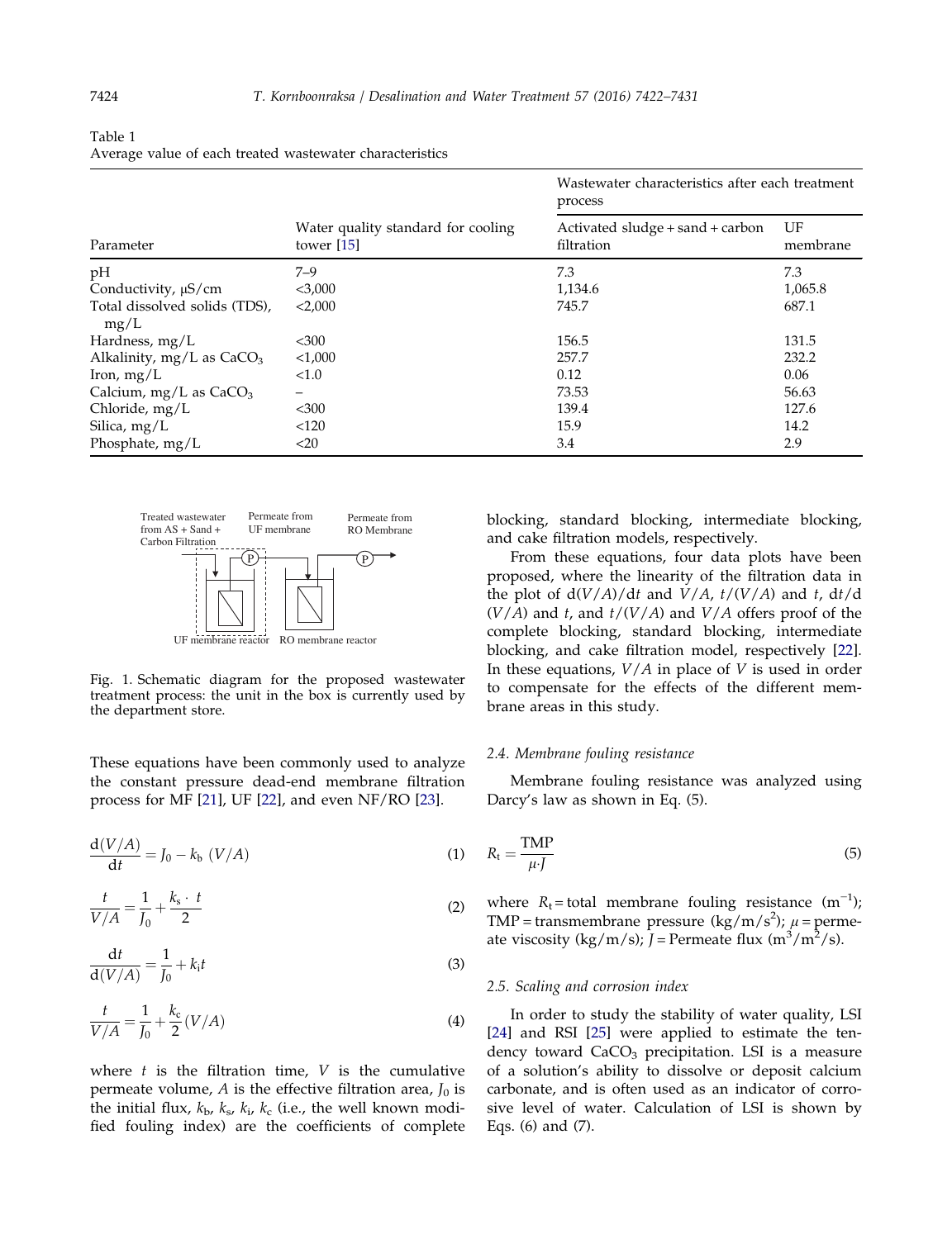Table 1
Average value of each treated wastewater characteristics

| Parameter | Water quality standard for cooling tower [15] | Wastewater characteristics after each treatment process | |
|---|---|---|---|
| | | Activated sludge + sand + carbon filtration | UF membrane |
| pH | 7–9 | 7.3 | 7.3 |
| Conductivity, μS/cm | <3,000 | 1,134.6 | 1,065.8 |
| Total dissolved solids (TDS), mg/L | <2,000 | 745.7 | 687.1 |
| Hardness, mg/L | <300 | 156.5 | 131.5 |
| Alkalinity, mg/L as $CaCO_3$ | <1,000 | 257.7 | 232.2 |
| Iron, mg/L | <1.0 | 0.12 | 0.06 |
| Calcium, mg/L as $CaCO_3$ | – | 73.53 | 56.63 |
| Chloride, mg/L | <300 | 139.4 | 127.6 |
| Silica, mg/L | <120 | 15.9 | 14.2 |
| Phosphate, mg/L | <20 | 3.4 | 2.9 |

Fig. 1. Schematic diagram for the proposed wastewater treatment process: the unit in the box is currently used by the department store.

These equations have been commonly used to analyze the constant pressure dead-end membrane filtration process for MF [21], UF [22], and even NF/RO [23].

$$\frac{d(V/A)}{dt} = J_0 - k_b\ (V/A) \tag{1}$$

$$\frac{t}{V/A} = \frac{1}{J_0} + \frac{k_s \cdot t}{2} \tag{2}$$

$$\frac{dt}{d(V/A)} = \frac{1}{J_0} + k_i t \tag{3}$$

$$\frac{t}{V/A} = \frac{1}{J_0} + \frac{k_c}{2}(V/A) \tag{4}$$

where $t$ is the filtration time, $V$ is the cumulative permeate volume, $A$ is the effective filtration area, $J_0$ is the initial flux, $k_b$, $k_s$, $k_i$, $k_c$ (i.e., the well known modified fouling index) are the coefficients of complete blocking, standard blocking, intermediate blocking, and cake filtration models, respectively.

From these equations, four data plots have been proposed, where the linearity of the filtration data in the plot of $d(V/A)/dt$ and $V/A$, $t/(V/A)$ and $t$, $dt/d(V/A)$ and $t$, and $t/(V/A)$ and $V/A$ offers proof of the complete blocking, standard blocking, intermediate blocking, and cake filtration model, respectively [22]. In these equations, $V/A$ in place of $V$ is used in order to compensate for the effects of the different membrane areas in this study.

### 2.4. Membrane fouling resistance

Membrane fouling resistance was analyzed using Darcy's law as shown in Eq. (5).

$$R_t = \frac{\text{TMP}}{\mu \cdot J} \tag{5}$$

where $R_t$ = total membrane fouling resistance ($m^{-1}$); TMP = transmembrane pressure ($kg/m/s^2$); $\mu$ = permeate viscosity ($kg/m/s$); $J$ = Permeate flux ($m^3/m^2/s$).

### 2.5. Scaling and corrosion index

In order to study the stability of water quality, LSI [24] and RSI [25] were applied to estimate the tendency toward $CaCO_3$ precipitation. LSI is a measure of a solution's ability to dissolve or deposit calcium carbonate, and is often used as an indicator of corrosive level of water. Calculation of LSI is shown by Eqs. (6) and (7).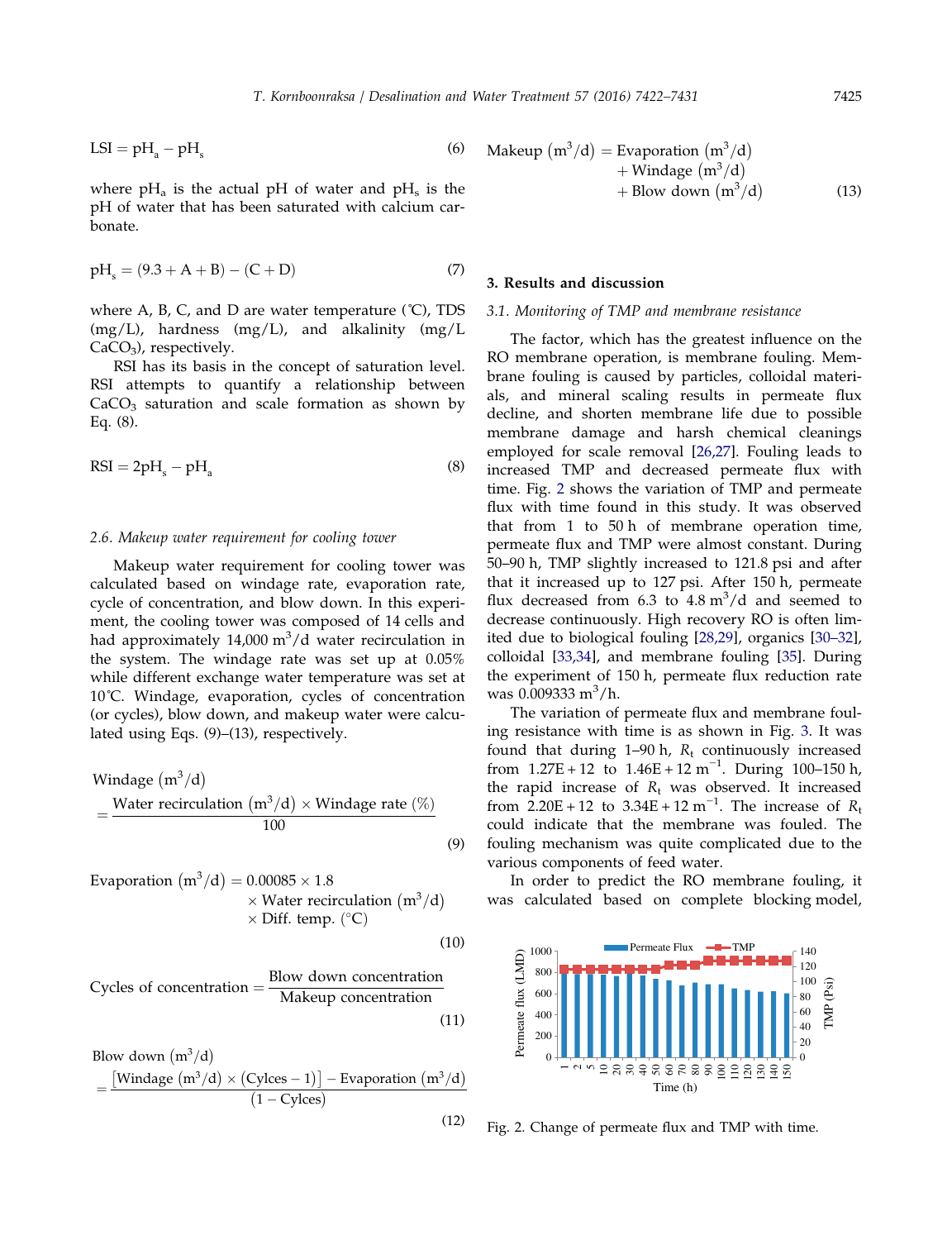$$\mathrm{LSI} = \mathrm{pH_a} - \mathrm{pH_s} \tag{6}$$

where $pH_a$ is the actual pH of water and $pH_s$ is the pH of water that has been saturated with calcium carbonate.

$$\mathrm{pH_s} = (9.3 + \mathrm{A} + \mathrm{B}) - (\mathrm{C} + \mathrm{D}) \tag{7}$$

where A, B, C, and D are water temperature (°C), TDS (mg/L), hardness (mg/L), and alkalinity (mg/L $CaCO_3$), respectively.

RSI has its basis in the concept of saturation level. RSI attempts to quantify a relationship between $CaCO_3$ saturation and scale formation as shown by Eq. (8).

$$\mathrm{RSI} = 2\mathrm{pH_s} - \mathrm{pH_a} \tag{8}$$

### 2.6. Makeup water requirement for cooling tower

Makeup water requirement for cooling tower was calculated based on windage rate, evaporation rate, cycle of concentration, and blow down. In this experiment, the cooling tower was composed of 14 cells and had approximately 14,000 $m^3$/d water recirculation in the system. The windage rate was set up at 0.05% while different exchange water temperature was set at 10°C. Windage, evaporation, cycles of concentration (or cycles), blow down, and makeup water were calculated using Eqs. (9)–(13), respectively.

$$\text{Windage}\ (\text{m}^3/\text{d}) = \frac{\text{Water recirculation}\ (\text{m}^3/\text{d}) \times \text{Windage rate}\ (\%)}{100} \tag{9}$$

$$\text{Evaporation}\ (\text{m}^3/\text{d}) = 0.00085 \times 1.8 \times \text{Water recirculation}\ (\text{m}^3/\text{d}) \times \text{Diff. temp.}\ (^\circ\text{C}) \tag{10}$$

$$\text{Cycles of concentration} = \frac{\text{Blow down concentration}}{\text{Makeup concentration}} \tag{11}$$

$$\text{Blow down}\ (\text{m}^3/\text{d}) = \frac{[\text{Windage}\ (\text{m}^3/\text{d}) \times (\text{Cylces} - 1)] - \text{Evaporation}\ (\text{m}^3/\text{d})}{(1 - \text{Cylces})} \tag{12}$$

$$\text{Makeup}\ (\text{m}^3/\text{d}) = \text{Evaporation}\ (\text{m}^3/\text{d}) + \text{Windage}\ (\text{m}^3/\text{d}) + \text{Blow down}\ (\text{m}^3/\text{d}) \tag{13}$$

## 3. Results and discussion

### 3.1. Monitoring of TMP and membrane resistance

The factor, which has the greatest influence on the RO membrane operation, is membrane fouling. Membrane fouling is caused by particles, colloidal materials, and mineral scaling results in permeate flux decline, and shorten membrane life due to possible membrane damage and harsh chemical cleanings employed for scale removal [26,27]. Fouling leads to increased TMP and decreased permeate flux with time. Fig. 2 shows the variation of TMP and permeate flux with time found in this study. It was observed that from 1 to 50 h of membrane operation time, permeate flux and TMP were almost constant. During 50–90 h, TMP slightly increased to 121.8 psi and after that it increased up to 127 psi. After 150 h, permeate flux decreased from 6.3 to 4.8 $m^3$/d and seemed to decrease continuously. High recovery RO is often limited due to biological fouling [28,29], organics [30–32], colloidal [33,34], and membrane fouling [35]. During the experiment of 150 h, permeate flux reduction rate was 0.009333 $m^3$/h.

The variation of permeate flux and membrane fouling resistance with time is as shown in Fig. 3. It was found that during 1–90 h, $R_t$ continuously increased from 1.27E + 12 to 1.46E + 12 $m^{-1}$. During 100–150 h, the rapid increase of $R_t$ was observed. It increased from 2.20E + 12 to 3.34E + 12 $m^{-1}$. The increase of $R_t$ could indicate that the membrane was fouled. The fouling mechanism was quite complicated due to the various components of feed water.

In order to predict the RO membrane fouling, it was calculated based on complete blocking model,

Fig. 2. Change of permeate flux and TMP with time.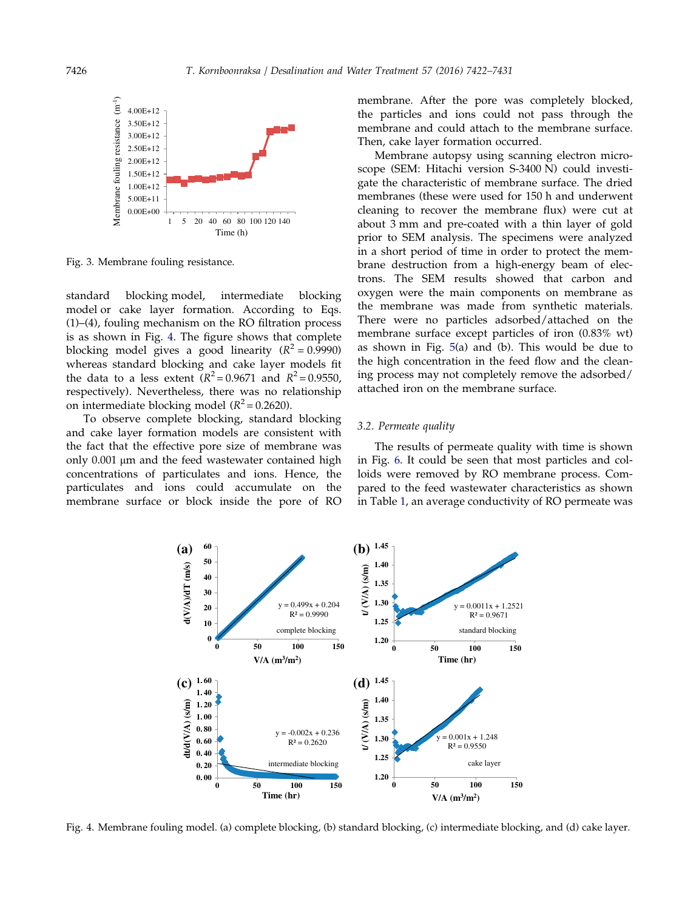Fig. 3. Membrane fouling resistance.

standard blocking model, intermediate blocking model or cake layer formation. According to Eqs. (1)–(4), fouling mechanism on the RO filtration process is as shown in Fig. 4. The figure shows that complete blocking model gives a good linearity ($R^2 = 0.9990$) whereas standard blocking and cake layer models fit the data to a less extent ($R^2 = 0.9671$ and $R^2 = 0.9550$, respectively). Nevertheless, there was no relationship on intermediate blocking model ($R^2 = 0.2620$).

To observe complete blocking, standard blocking and cake layer formation models are consistent with the fact that the effective pore size of membrane was only 0.001 μm and the feed wastewater contained high concentrations of particulates and ions. Hence, the particulates and ions could accumulate on the membrane surface or block inside the pore of RO membrane. After the pore was completely blocked, the particles and ions could not pass through the membrane and could attach to the membrane surface. Then, cake layer formation occurred.

Membrane autopsy using scanning electron microscope (SEM: Hitachi version S-3400 N) could investigate the characteristic of membrane surface. The dried membranes (these were used for 150 h and underwent cleaning to recover the membrane flux) were cut at about 3 mm and pre-coated with a thin layer of gold prior to SEM analysis. The specimens were analyzed in a short period of time in order to protect the membrane destruction from a high-energy beam of electrons. The SEM results showed that carbon and oxygen were the main components on membrane as the membrane was made from synthetic materials. There were no particles adsorbed/attached on the membrane surface except particles of iron (0.83% wt) as shown in Fig. 5(a) and (b). This would be due to the high concentration in the feed flow and the cleaning process may not completely remove the adsorbed/attached iron on the membrane surface.

### 3.2. Permeate quality

The results of permeate quality with time is shown in Fig. 6. It could be seen that most particles and colloids were removed by RO membrane process. Compared to the feed wastewater characteristics as shown in Table 1, an average conductivity of RO permeate was

Fig. 4. Membrane fouling model. (a) complete blocking, (b) standard blocking, (c) intermediate blocking, and (d) cake layer.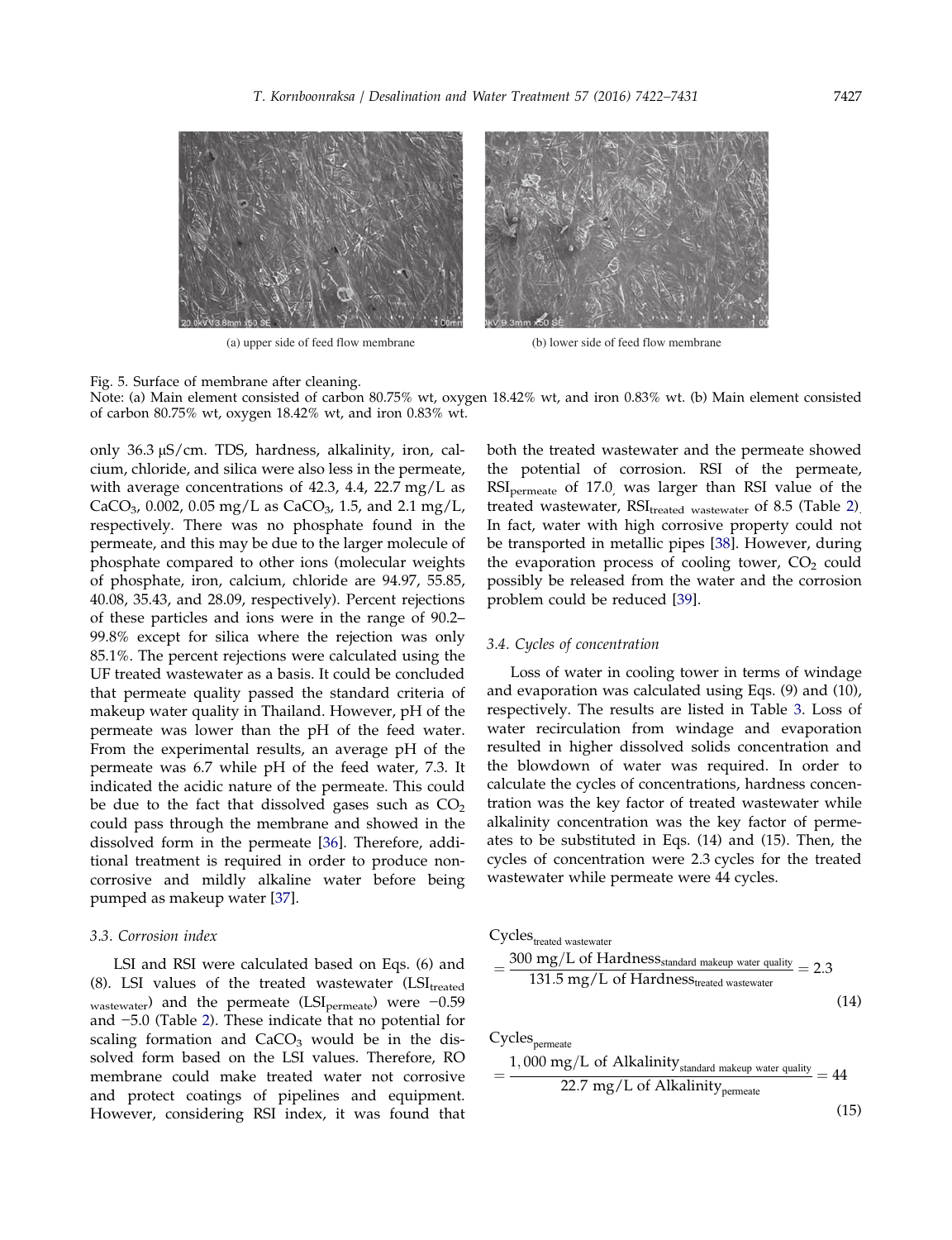(a) upper side of feed flow membrane

(b) lower side of feed flow membrane

Fig. 5. Surface of membrane after cleaning.
Note: (a) Main element consisted of carbon 80.75% wt, oxygen 18.42% wt, and iron 0.83% wt. (b) Main element consisted of carbon 80.75% wt, oxygen 18.42% wt, and iron 0.83% wt.

only 36.3 μS/cm. TDS, hardness, alkalinity, iron, calcium, chloride, and silica were also less in the permeate, with average concentrations of 42.3, 4.4, 22.7 mg/L as $CaCO_3$, 0.002, 0.05 mg/L as $CaCO_3$, 1.5, and 2.1 mg/L, respectively. There was no phosphate found in the permeate, and this may be due to the larger molecule of phosphate compared to other ions (molecular weights of phosphate, iron, calcium, chloride are 94.97, 55.85, 40.08, 35.43, and 28.09, respectively). Percent rejections of these particles and ions were in the range of 90.2–99.8% except for silica where the rejection was only 85.1%. The percent rejections were calculated using the UF treated wastewater as a basis. It could be concluded that permeate quality passed the standard criteria of makeup water quality in Thailand. However, pH of the permeate was lower than the pH of the feed water. From the experimental results, an average pH of the permeate was 6.7 while pH of the feed water, 7.3. It indicated the acidic nature of the permeate. This could be due to the fact that dissolved gases such as $CO_2$ could pass through the membrane and showed in the dissolved form in the permeate [36]. Therefore, additional treatment is required in order to produce non-corrosive and mildly alkaline water before being pumped as makeup water [37].

### 3.3. Corrosion index

LSI and RSI were calculated based on Eqs. (6) and (8). LSI values of the treated wastewater ($LSI_{treated\ wastewater}$) and the permeate ($LSI_{permeate}$) were −0.59 and −5.0 (Table 2). These indicate that no potential for scaling formation and $CaCO_3$ would be in the dissolved form based on the LSI values. Therefore, RO membrane could make treated water not corrosive and protect coatings of pipelines and equipment. However, considering RSI index, it was found that both the treated wastewater and the permeate showed the potential of corrosion. RSI of the permeate, $RSI_{permeate}$ of 17.0, was larger than RSI value of the treated wastewater, $RSI_{treated\ wastewater}$ of 8.5 (Table 2). In fact, water with high corrosive property could not be transported in metallic pipes [38]. However, during the evaporation process of cooling tower, $CO_2$ could possibly be released from the water and the corrosion problem could be reduced [39].

### 3.4. Cycles of concentration

Loss of water in cooling tower in terms of windage and evaporation was calculated using Eqs. (9) and (10), respectively. The results are listed in Table 3. Loss of water recirculation from windage and evaporation resulted in higher dissolved solids concentration and the blowdown of water was required. In order to calculate the cycles of concentrations, hardness concentration was the key factor of treated wastewater while alkalinity concentration was the key factor of permeates to be substituted in Eqs. (14) and (15). Then, the cycles of concentration were 2.3 cycles for the treated wastewater while permeate were 44 cycles.

$$\text{Cycles}_{\text{treated wastewater}} = \frac{300\ \text{mg/L of Hardness}_{\text{standard makeup water quality}}}{131.5\ \text{mg/L of Hardness}_{\text{treated wastewater}}} = 2.3 \tag{14}$$

$$\text{Cycles}_{\text{permeate}} = \frac{1{,}000\ \text{mg/L of Alkalinity}_{\text{standard makeup water quality}}}{22.7\ \text{mg/L of Alkalinity}_{\text{permeate}}} = 44 \tag{15}$$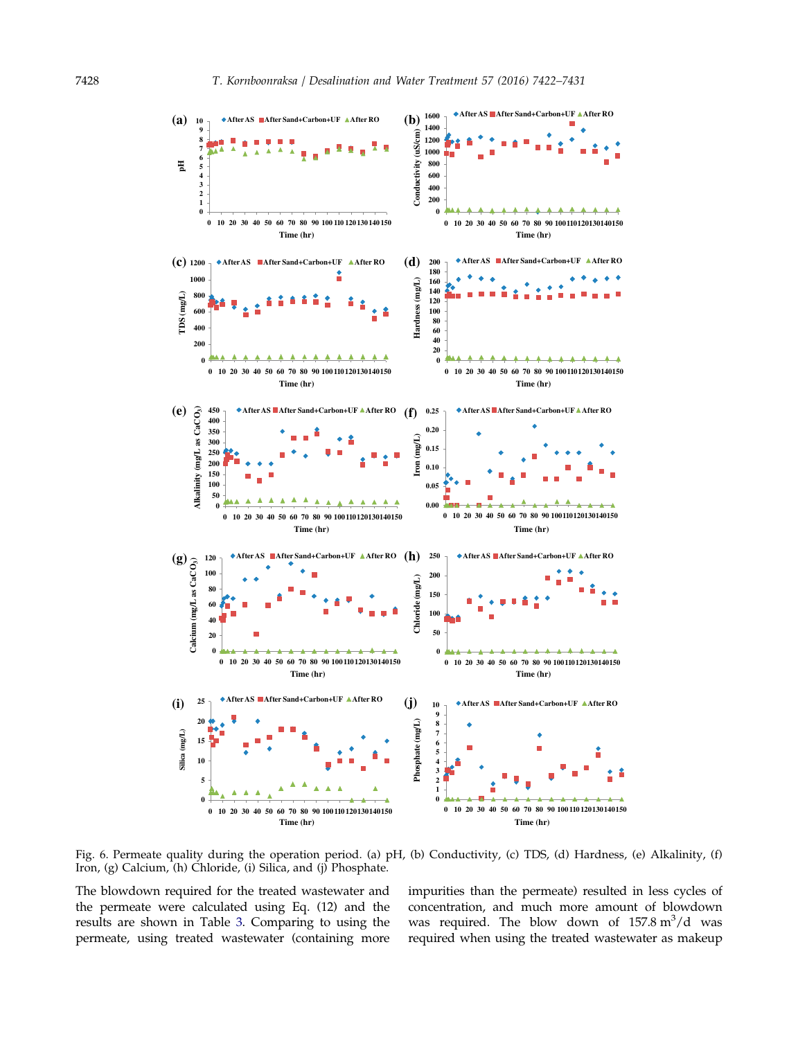Fig. 6. Permeate quality during the operation period. (a) pH, (b) Conductivity, (c) TDS, (d) Hardness, (e) Alkalinity, (f) Iron, (g) Calcium, (h) Chloride, (i) Silica, and (j) Phosphate.

The blowdown required for the treated wastewater and the permeate were calculated using Eq. (12) and the results are shown in Table 3. Comparing to using the permeate, using treated wastewater (containing more impurities than the permeate) resulted in less cycles of concentration, and much more amount of blowdown was required. The blow down of 157.8 $m^3$/d was required when using the treated wastewater as makeup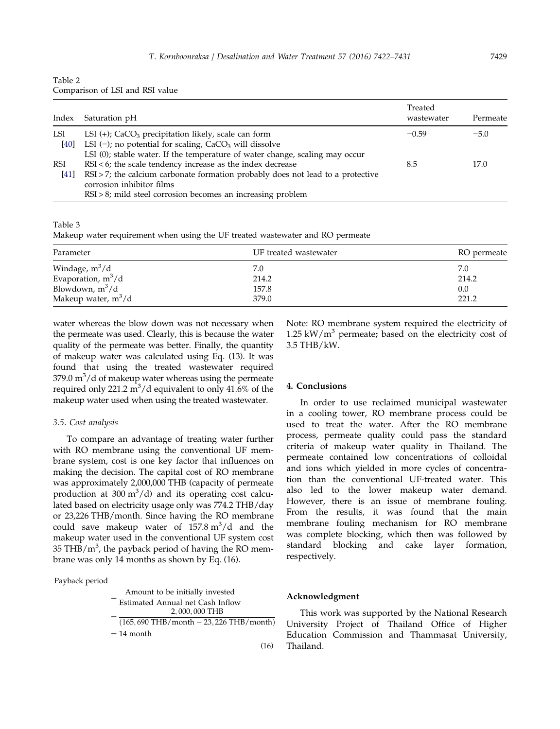Table 2
Comparison of LSI and RSI value

| Index | Saturation pH | Treated wastewater | Permeate |
|---|---|---|---|
| LSI [40] | LSI (+); $CaCO_3$ precipitation likely, scale can form<br>LSI (−); no potential for scaling, $CaCO_3$ will dissolve<br>LSI (0); stable water. If the temperature of water change, scaling may occur | −0.59 | −5.0 |
| RSI [41] | RSI < 6; the scale tendency increase as the index decrease<br>RSI > 7; the calcium carbonate formation probably does not lead to a protective corrosion inhibitor films<br>RSI > 8; mild steel corrosion becomes an increasing problem | 8.5 | 17.0 |

Table 3
Makeup water requirement when using the UF treated wastewater and RO permeate

| Parameter | UF treated wastewater | RO permeate |
|---|---|---|
| Windage, $m^3/d$ | 7.0 | 7.0 |
| Evaporation, $m^3/d$ | 214.2 | 214.2 |
| Blowdown, $m^3/d$ | 157.8 | 0.0 |
| Makeup water, $m^3/d$ | 379.0 | 221.2 |

Note: RO membrane system required the electricity of 1.25 kW/$m^3$ permeate**;** based on the electricity cost of 3.5 THB/kW.

water whereas the blow down was not necessary when the permeate was used. Clearly, this is because the water quality of the permeate was better. Finally, the quantity of makeup water was calculated using Eq. (13). It was found that using the treated wastewater required 379.0 $m^3/d$ of makeup water whereas using the permeate required only 221.2 $m^3/d$ equivalent to only 41.6% of the makeup water used when using the treated wastewater.

### 3.5. Cost analysis

To compare an advantage of treating water further with RO membrane using the conventional UF membrane system, cost is one key factor that influences on making the decision. The capital cost of RO membrane was approximately 2,000,000 THB (capacity of permeate production at 300 $m^3/d$) and its operating cost calculated based on electricity usage only was 774.2 THB/day or 23,226 THB/month. Since having the RO membrane could save makeup water of 157.8 $m^3/d$ and the makeup water used in the conventional UF system cost 35 THB/$m^3$, the payback period of having the RO membrane was only 14 months as shown by Eq. (16).

$$
\begin{aligned}
\text{Payback period} &= \frac{\text{Amount to be initially invested}}{\text{Estimated Annual net Cash Inflow}} \\
&= \frac{2,000,000\ \text{THB}}{(165,690\ \text{THB/month} - 23,226\ \text{THB/month})} \\
&= 14\ \text{month}
\end{aligned}
\tag{16}
$$

## 4. Conclusions

In order to use reclaimed municipal wastewater in a cooling tower, RO membrane process could be used to treat the water. After the RO membrane process, permeate quality could pass the standard criteria of makeup water quality in Thailand. The permeate contained low concentrations of colloidal and ions which yielded in more cycles of concentration than the conventional UF-treated water. This also led to the lower makeup water demand. However, there is an issue of membrane fouling. From the results, it was found that the main membrane fouling mechanism for RO membrane was complete blocking, which then was followed by standard blocking and cake layer formation, respectively.

## Acknowledgment

This work was supported by the National Research University Project of Thailand Office of Higher Education Commission and Thammasat University, Thailand.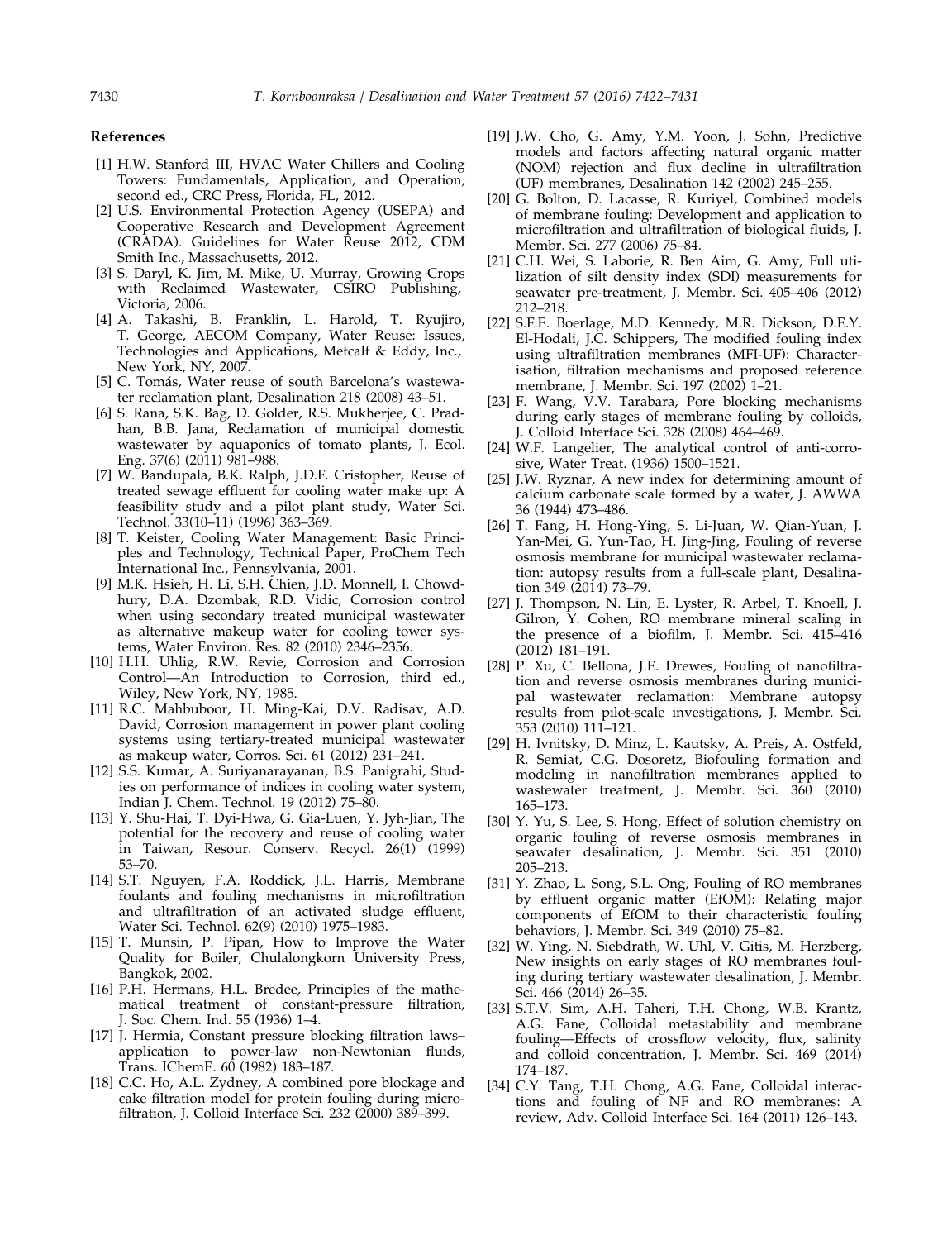## References

[1] H.W. Stanford III, HVAC Water Chillers and Cooling Towers: Fundamentals, Application, and Operation, second ed., CRC Press, Florida, FL, 2012.

[2] U.S. Environmental Protection Agency (USEPA) and Cooperative Research and Development Agreement (CRADA). Guidelines for Water Reuse 2012, CDM Smith Inc., Massachusetts, 2012.

[3] S. Daryl, K. Jim, M. Mike, U. Murray, Growing Crops with Reclaimed Wastewater, CSIRO Publishing, Victoria, 2006.

[4] A. Takashi, B. Franklin, L. Harold, T. Ryujiro, T. George, AECOM Company, Water Reuse: Issues, Technologies and Applications, Metcalf & Eddy, Inc., New York, NY, 2007.

[5] C. Tomás, Water reuse of south Barcelona's wastewater reclamation plant, Desalination 218 (2008) 43–51.

[6] S. Rana, S.K. Bag, D. Golder, R.S. Mukherjee, C. Pradhan, B.B. Jana, Reclamation of municipal domestic wastewater by aquaponics of tomato plants, J. Ecol. Eng. 37(6) (2011) 981–988.

[7] W. Bandupala, B.K. Ralph, J.D.F. Cristopher, Reuse of treated sewage effluent for cooling water make up: A feasibility study and a pilot plant study, Water Sci. Technol. 33(10–11) (1996) 363–369.

[8] T. Keister, Cooling Water Management: Basic Principles and Technology, Technical Paper, ProChem Tech International Inc., Pennsylvania, 2001.

[9] M.K. Hsieh, H. Li, S.H. Chien, J.D. Monnell, I. Chowdhury, D.A. Dzombak, R.D. Vidic, Corrosion control when using secondary treated municipal wastewater as alternative makeup water for cooling tower systems, Water Environ. Res. 82 (2010) 2346–2356.

[10] H.H. Uhlig, R.W. Revie, Corrosion and Corrosion Control—An Introduction to Corrosion, third ed., Wiley, New York, NY, 1985.

[11] R.C. Mahbuboor, H. Ming-Kai, D.V. Radisav, A.D. David, Corrosion management in power plant cooling systems using tertiary-treated municipal wastewater as makeup water, Corros. Sci. 61 (2012) 231–241.

[12] S.S. Kumar, A. Suriyanarayanan, B.S. Panigrahi, Studies on performance of indices in cooling water system, Indian J. Chem. Technol. 19 (2012) 75–80.

[13] Y. Shu-Hai, T. Dyi-Hwa, G. Gia-Luen, Y. Jyh-Jian, The potential for the recovery and reuse of cooling water in Taiwan, Resour. Conserv. Recycl. 26(1) (1999) 53–70.

[14] S.T. Nguyen, F.A. Roddick, J.L. Harris, Membrane foulants and fouling mechanisms in microfiltration and ultrafiltration of an activated sludge effluent, Water Sci. Technol. 62(9) (2010) 1975–1983.

[15] T. Munsin, P. Pipan, How to Improve the Water Quality for Boiler, Chulalongkorn University Press, Bangkok, 2002.

[16] P.H. Hermans, H.L. Bredee, Principles of the mathematical treatment of constant-pressure filtration, J. Soc. Chem. Ind. 55 (1936) 1–4.

[17] J. Hermia, Constant pressure blocking filtration laws–application to power-law non-Newtonian fluids, Trans. IChemE. 60 (1982) 183–187.

[18] C.C. Ho, A.L. Zydney, A combined pore blockage and cake filtration model for protein fouling during microfiltration, J. Colloid Interface Sci. 232 (2000) 389–399.

[19] J.W. Cho, G. Amy, Y.M. Yoon, J. Sohn, Predictive models and factors affecting natural organic matter (NOM) rejection and flux decline in ultrafiltration (UF) membranes, Desalination 142 (2002) 245–255.

[20] G. Bolton, D. Lacasse, R. Kuriyel, Combined models of membrane fouling: Development and application to microfiltration and ultrafiltration of biological fluids, J. Membr. Sci. 277 (2006) 75–84.

[21] C.H. Wei, S. Laborie, R. Ben Aim, G. Amy, Full utilization of silt density index (SDI) measurements for seawater pre-treatment, J. Membr. Sci. 405–406 (2012) 212–218.

[22] S.F.E. Boerlage, M.D. Kennedy, M.R. Dickson, D.E.Y. El-Hodali, J.C. Schippers, The modified fouling index using ultrafiltration membranes (MFI-UF): Characterisation, filtration mechanisms and proposed reference membrane, J. Membr. Sci. 197 (2002) 1–21.

[23] F. Wang, V.V. Tarabara, Pore blocking mechanisms during early stages of membrane fouling by colloids, J. Colloid Interface Sci. 328 (2008) 464–469.

[24] W.F. Langelier, The analytical control of anti-corrosive, Water Treat. (1936) 1500–1521.

[25] J.W. Ryznar, A new index for determining amount of calcium carbonate scale formed by a water, J. AWWA 36 (1944) 473–486.

[26] T. Fang, H. Hong-Ying, S. Li-Juan, W. Qian-Yuan, J. Yan-Mei, G. Yun-Tao, H. Jing-Jing, Fouling of reverse osmosis membrane for municipal wastewater reclamation: autopsy results from a full-scale plant, Desalination 349 (2014) 73–79.

[27] J. Thompson, N. Lin, E. Lyster, R. Arbel, T. Knoell, J. Gilron, Y. Cohen, RO membrane mineral scaling in the presence of a biofilm, J. Membr. Sci. 415–416 (2012) 181–191.

[28] P. Xu, C. Bellona, J.E. Drewes, Fouling of nanofiltration and reverse osmosis membranes during municipal wastewater reclamation: Membrane autopsy results from pilot-scale investigations, J. Membr. Sci. 353 (2010) 111–121.

[29] H. Ivnitsky, D. Minz, L. Kautsky, A. Preis, A. Ostfeld, R. Semiat, C.G. Dosoretz, Biofouling formation and modeling in nanofiltration membranes applied to wastewater treatment, J. Membr. Sci. 360 (2010) 165–173.

[30] Y. Yu, S. Lee, S. Hong, Effect of solution chemistry on organic fouling of reverse osmosis membranes in seawater desalination, J. Membr. Sci. 351 (2010) 205–213.

[31] Y. Zhao, L. Song, S.L. Ong, Fouling of RO membranes by effluent organic matter (EfOM): Relating major components of EfOM to their characteristic fouling behaviors, J. Membr. Sci. 349 (2010) 75–82.

[32] W. Ying, N. Siebdrath, W. Uhl, V. Gitis, M. Herzberg, New insights on early stages of RO membranes fouling during tertiary wastewater desalination, J. Membr. Sci. 466 (2014) 26–35.

[33] S.T.V. Sim, A.H. Taheri, T.H. Chong, W.B. Krantz, A.G. Fane, Colloidal metastability and membrane fouling—Effects of crossflow velocity, flux, salinity and colloid concentration, J. Membr. Sci. 469 (2014) 174–187.

[34] C.Y. Tang, T.H. Chong, A.G. Fane, Colloidal interactions and fouling of NF and RO membranes: A review, Adv. Colloid Interface Sci. 164 (2011) 126–143.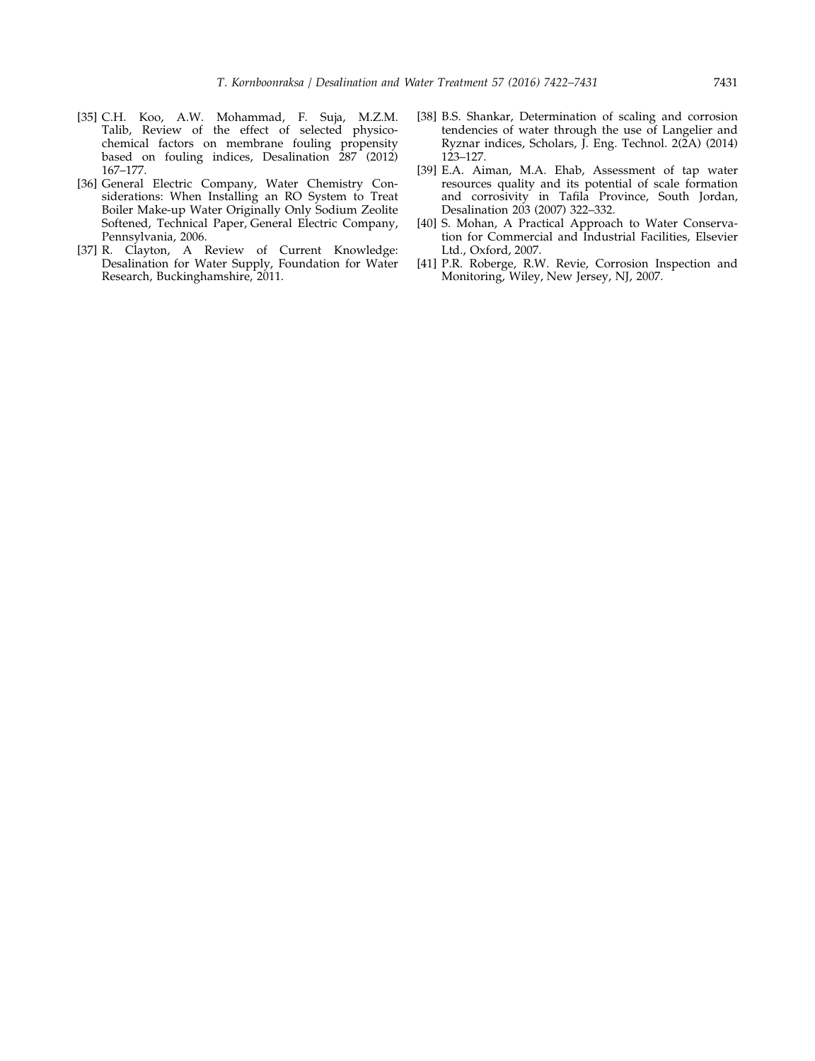[35] C.H. Koo, A.W. Mohammad, F. Suja, M.Z.M. Talib, Review of the effect of selected physicochemical factors on membrane fouling propensity based on fouling indices, Desalination 287 (2012) 167–177.

[36] General Electric Company, Water Chemistry Considerations: When Installing an RO System to Treat Boiler Make-up Water Originally Only Sodium Zeolite Softened, Technical Paper, General Electric Company, Pennsylvania, 2006.

[37] R. Clayton, A Review of Current Knowledge: Desalination for Water Supply, Foundation for Water Research, Buckinghamshire, 2011.

[38] B.S. Shankar, Determination of scaling and corrosion tendencies of water through the use of Langelier and Ryznar indices, Scholars, J. Eng. Technol. 2(2A) (2014) 123–127.

[39] E.A. Aiman, M.A. Ehab, Assessment of tap water resources quality and its potential of scale formation and corrosivity in Tafila Province, South Jordan, Desalination 203 (2007) 322–332.

[40] S. Mohan, A Practical Approach to Water Conservation for Commercial and Industrial Facilities, Elsevier Ltd., Oxford, 2007.

[41] P.R. Roberge, R.W. Revie, Corrosion Inspection and Monitoring, Wiley, New Jersey, NJ, 2007.